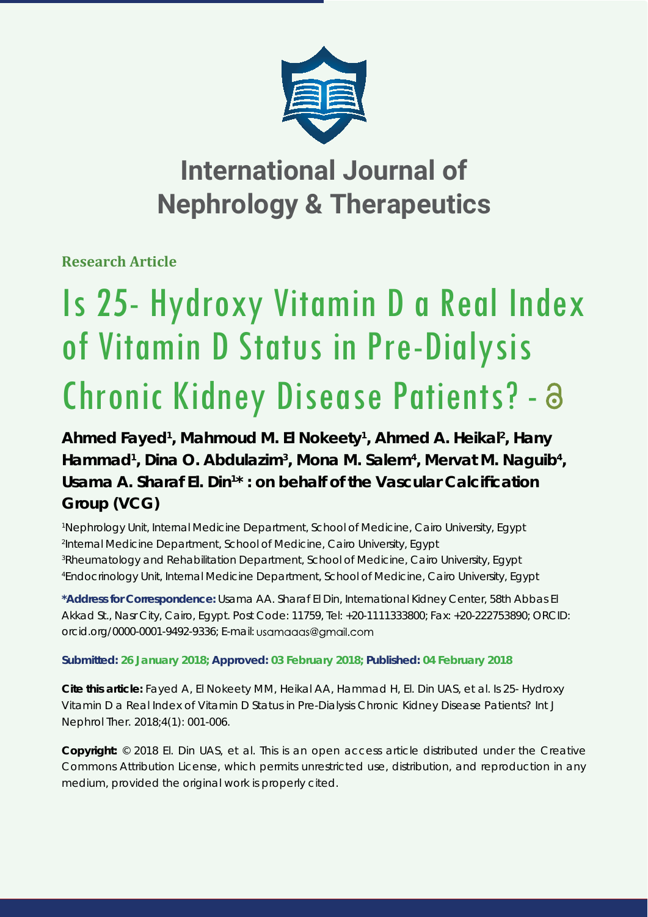# International Journal of Nephrology & Therapeutics

**Research Article**

# Is 25- Hydroxy Vitamin D a Real Index of Vitamin D Status in Pre-Dialysis Chronic Kidney Disease Patients? -

**Ahmed Fayed[1], Mahmoud M. El Nokeety[1], Ahmed A. Heikal[2], Hany Hammad[1], Dina O. Abdulazim[3], Mona M. Salem[4], Mervat M. Naguib[4], Usama A. Sharaf El. Din[1]* : on behalf of the Vascular Calcification Group (VCG)**

[1]Nephrology Unit, Internal Medicine Department, School of Medicine, Cairo University, Egypt
[2]Internal Medicine Department, School of Medicine, Cairo University, Egypt
[3]Rheumatology and Rehabilitation Department, School of Medicine, Cairo University, Egypt
[4]Endocrinology Unit, Internal Medicine Department, School of Medicine, Cairo University, Egypt

**\*Address for Correspondence:** Usama AA. Sharaf El Din, International Kidney Center, 58th Abbas El Akkad St., Nasr City, Cairo, Egypt. Post Code: 11759, Tel: +20-1111333800; Fax: +20-222753890; ORCID: orcid.org/0000-0001-9492-9336; E-mail: usamaaas@gmail.com

**Submitted: 26 January 2018; Approved: 03 February 2018; Published: 04 February 2018**

**Cite this article:** Fayed A, El Nokeety MM, Heikal AA, Hammad H, El. Din UAS, et al. Is 25- Hydroxy Vitamin D a Real Index of Vitamin D Status in Pre-Dialysis Chronic Kidney Disease Patients? Int J Nephrol Ther. 2018;4(1): 001-006.

**Copyright:** © 2018 El. Din UAS, et al. This is an open access article distributed under the Creative Commons Attribution License, which permits unrestricted use, distribution, and reproduction in any medium, provided the original work is properly cited.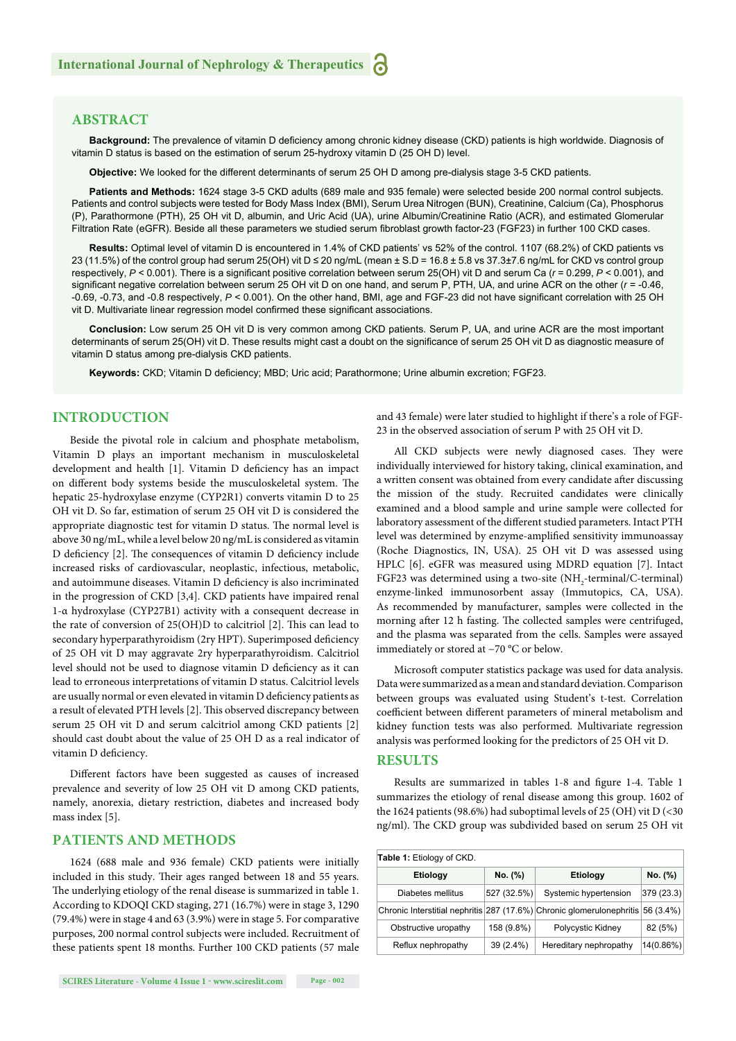## ABSTRACT

**Background:** The prevalence of vitamin D deficiency among chronic kidney disease (CKD) patients is high worldwide. Diagnosis of vitamin D status is based on the estimation of serum 25-hydroxy vitamin D (25 OH D) level.

**Objective:** We looked for the different determinants of serum 25 OH D among pre-dialysis stage 3-5 CKD patients.

**Patients and Methods:** 1624 stage 3-5 CKD adults (689 male and 935 female) were selected beside 200 normal control subjects. Patients and control subjects were tested for Body Mass Index (BMI), Serum Urea Nitrogen (BUN), Creatinine, Calcium (Ca), Phosphorus (P), Parathormone (PTH), 25 OH vit D, albumin, and Uric Acid (UA), urine Albumin/Creatinine Ratio (ACR), and estimated Glomerular Filtration Rate (eGFR). Beside all these parameters we studied serum fibroblast growth factor-23 (FGF23) in further 100 CKD cases.

**Results:** Optimal level of vitamin D is encountered in 1.4% of CKD patients' vs 52% of the control. 1107 (68.2%) of CKD patients vs 23 (11.5%) of the control group had serum 25(OH) vit D ≤ 20 ng/mL (mean ± S.D = 16.8 ± 5.8 vs 37.3±7.6 ng/mL for CKD vs control group respectively, $P < 0.001$). There is a significant positive correlation between serum 25(OH) vit D and serum Ca ($r = 0.299$, $P < 0.001$), and significant negative correlation between serum 25 OH vit D on one hand, and serum P, PTH, UA, and urine ACR on the other ($r$ = -0.46, -0.69, -0.73, and -0.8 respectively, $P < 0.001$). On the other hand, BMI, age and FGF-23 did not have significant correlation with 25 OH vit D. Multivariate linear regression model confirmed these significant associations.

**Conclusion:** Low serum 25 OH vit D is very common among CKD patients. Serum P, UA, and urine ACR are the most important determinants of serum 25(OH) vit D. These results might cast a doubt on the significance of serum 25 OH vit D as diagnostic measure of vitamin D status among pre-dialysis CKD patients.

**Keywords:** CKD; Vitamin D deficiency; MBD; Uric acid; Parathormone; Urine albumin excretion; FGF23.

## INTRODUCTION

Beside the pivotal role in calcium and phosphate metabolism, Vitamin D plays an important mechanism in musculoskeletal development and health [1]. Vitamin D deficiency has an impact on different body systems beside the musculoskeletal system. The hepatic 25-hydroxylase enzyme (CYP2R1) converts vitamin D to 25 OH vit D. So far, estimation of serum 25 OH vit D is considered the appropriate diagnostic test for vitamin D status. The normal level is above 30 ng/mL, while a level below 20 ng/mL is considered as vitamin D deficiency [2]. The consequences of vitamin D deficiency include increased risks of cardiovascular, neoplastic, infectious, metabolic, and autoimmune diseases. Vitamin D deficiency is also incriminated in the progression of CKD [3,4]. CKD patients have impaired renal 1-α hydroxylase (CYP27B1) activity with a consequent decrease in the rate of conversion of 25(OH)D to calcitriol [2]. This can lead to secondary hyperparathyroidism (2ry HPT). Superimposed deficiency of 25 OH vit D may aggravate 2ry hyperparathyroidism. Calcitriol level should not be used to diagnose vitamin D deficiency as it can lead to erroneous interpretations of vitamin D status. Calcitriol levels are usually normal or even elevated in vitamin D deficiency patients as a result of elevated PTH levels [2]. This observed discrepancy between serum 25 OH vit D and serum calcitriol among CKD patients [2] should cast doubt about the value of 25 OH D as a real indicator of vitamin D deficiency.

Different factors have been suggested as causes of increased prevalence and severity of low 25 OH vit D among CKD patients, namely, anorexia, dietary restriction, diabetes and increased body mass index [5].

## PATIENTS AND METHODS

1624 (688 male and 936 female) CKD patients were initially included in this study. Their ages ranged between 18 and 55 years. The underlying etiology of the renal disease is summarized in table 1. According to KDOQI CKD staging, 271 (16.7%) were in stage 3, 1290 (79.4%) were in stage 4 and 63 (3.9%) were in stage 5. For comparative purposes, 200 normal control subjects were included. Recruitment of these patients spent 18 months. Further 100 CKD patients (57 male and 43 female) were later studied to highlight if there's a role of FGF-23 in the observed association of serum P with 25 OH vit D.

All CKD subjects were newly diagnosed cases. They were individually interviewed for history taking, clinical examination, and a written consent was obtained from every candidate after discussing the mission of the study. Recruited candidates were clinically examined and a blood sample and urine sample were collected for laboratory assessment of the different studied parameters. Intact PTH level was determined by enzyme-amplified sensitivity immunoassay (Roche Diagnostics, IN, USA). 25 OH vit D was assessed using HPLC [6]. eGFR was measured using MDRD equation [7]. Intact FGF23 was determined using a two-site ($NH_2$-terminal/C-terminal) enzyme-linked immunosorbent assay (Immutopics, CA, USA). As recommended by manufacturer, samples were collected in the morning after 12 h fasting. The collected samples were centrifuged, and the plasma was separated from the cells. Samples were assayed immediately or stored at −70 °C or below.

Microsoft computer statistics package was used for data analysis. Data were summarized as a mean and standard deviation. Comparison between groups was evaluated using Student's t-test. Correlation coefficient between different parameters of mineral metabolism and kidney function tests was also performed. Multivariate regression analysis was performed looking for the predictors of 25 OH vit D.

## RESULTS

Results are summarized in tables 1-8 and figure 1-4. Table 1 summarizes the etiology of renal disease among this group. 1602 of the 1624 patients (98.6%) had suboptimal levels of 25 (OH) vit D (<30 ng/ml). The CKD group was subdivided based on serum 25 OH vit

**Table 1:** Etiology of CKD.

| Etiology | No. (%) | Etiology | No. (%) |
|---|---|---|---|
| Diabetes mellitus | 527 (32.5%) | Systemic hypertension | 379 (23.3) |
| Chronic Interstitial nephritis | 287 (17.6%) | Chronic glomerulonephritis | 56 (3.4%) |
| Obstructive uropathy | 158 (9.8%) | Polycystic Kidney | 82 (5%) |
| Reflux nephropathy | 39 (2.4%) | Hereditary nephropathy | 14(0.86%) |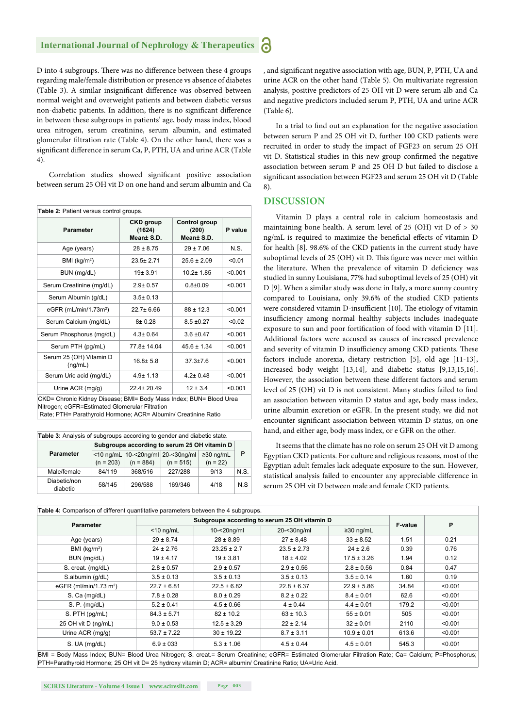D into 4 subgroups. There was no difference between these 4 groups regarding male/female distribution or presence vs absence of diabetes (Table 3). A similar insignificant difference was observed between normal weight and overweight patients and between diabetic versus non-diabetic patients. In addition, there is no significant difference in between these subgroups in patients' age, body mass index, blood urea nitrogen, serum creatinine, serum albumin, and estimated glomerular filtration rate (Table 4). On the other hand, there was a significant difference in serum Ca, P, PTH, UA and urine ACR (Table 4).

Correlation studies showed significant positive association between serum 25 OH vit D on one hand and serum albumin and Ca , and significant negative association with age, BUN, P, PTH, UA and urine ACR on the other hand (Table 5). On multivariate regression analysis, positive predictors of 25 OH vit D were serum alb and Ca and negative predictors included serum P, PTH, UA and urine ACR (Table 6).

In a trial to find out an explanation for the negative association between serum P and 25 OH vit D, further 100 CKD patients were recruited in order to study the impact of FGF23 on serum 25 OH vit D. Statistical studies in this new group confirmed the negative association between serum P and 25 OH D but failed to disclose a significant association between FGF23 and serum 25 OH vit D (Table 8).

**Table 2:** Patient versus control groups.

| Parameter | CKD group (1624) Mean± S.D. | Control group (200) Mean± S.D. | P value |
|---|---|---|---|
| Age (years) | 28 ± 8.75 | 29 ± 7.06 | N.S. |
| BMI (kg/m$^2$) | 23.5± 2.71 | 25.6 ± 2.09 | <0.01 |
| BUN (mg/dL) | 19± 3.91 | 10.2± 1.85 | <0.001 |
| Serum Creatinine (mg/dL) | 2.9± 0.57 | 0.8±0.09 | <0.001 |
| Serum Albumin (g/dL) | 3.5± 0.13 | | |
| eGFR (mL/min/1.73m$^2$) | 22.7± 6.66 | 88 ± 12.3 | <0.001 |
| Serum Calcium (mg/dL) | 8± 0.28 | 8.5 ±0.27 | <0.02 |
| Serum Phosphorus (mg/dL) | 4.3± 0.64 | 3.6 ±0.47 | <0.001 |
| Serum PTH (pg/mL) | 77.8± 14.04 | 45.6 ± 1.34 | <0.001 |
| Serum 25 (OH) Vitamin D (ng/mL) | 16.8± 5.8 | 37.3±7.6 | <0.001 |
| Serum Uric acid (mg/dL) | 4.9± 1.13 | 4.2± 0.48 | <0.001 |
| Urine ACR (mg/g) | 22.4± 20.49 | 12 ± 3.4 | <0.001 |

CKD= Chronic Kidney Disease; BMI= Body Mass Index; BUN= Blood Urea Nitrogen; eGFR=Estimated Glomerular Filtration Rate; PTH= Parathyroid Hormone; ACR= Albumin/ Creatinine Ratio

**Table 3:** Analysis of subgroups according to gender and diabetic state.

| Parameter | Subgroups according to serum 25 OH vitamin D | | | | P |
|---|---|---|---|---|---|
| | <10 ng/mL (n = 203) | 10-<20ng/ml (n = 884) | 20-<30ng/ml (n = 515) | ≥30 ng/mL (n = 22) | |
| Male/female | 84/119 | 368/516 | 227/288 | 9/13 | N.S. |
| Diabetic/non diabetic | 58/145 | 296/588 | 169/346 | 4/18 | N.S |

## DISCUSSION

Vitamin D plays a central role in calcium homeostasis and maintaining bone health. A serum level of 25 (OH) vit D of > 30 ng/mL is required to maximize the beneficial effects of vitamin D for health [8]. 98.6% of the CKD patients in the current study have suboptimal levels of 25 (OH) vit D. This figure was never met within the literature. When the prevalence of vitamin D deficiency was studied in sunny Louisiana, 77% had suboptimal levels of 25 (OH) vit D [9]. When a similar study was done in Italy, a more sunny country compared to Louisiana, only 39.6% of the studied CKD patients were considered vitamin D-insufficient [10]. The etiology of vitamin insufficiency among normal healthy subjects includes inadequate exposure to sun and poor fortification of food with vitamin D [11]. Additional factors were accused as causes of increased prevalence and severity of vitamin D insufficiency among CKD patients. These factors include anorexia, dietary restriction [5], old age [11-13], increased body weight [13,14], and diabetic status [9,13,15,16]. However, the association between these different factors and serum level of 25 (OH) vit D is not consistent. Many studies failed to find an association between vitamin D status and age, body mass index, urine albumin excretion or eGFR. In the present study, we did not encounter significant association between vitamin D status, on one hand, and either age, body mass index, or e GFR on the other.

It seems that the climate has no role on serum 25 OH vit D among Egyptian CKD patients. For culture and religious reasons, most of the Egyptian adult females lack adequate exposure to the sun. However, statistical analysis failed to encounter any appreciable difference in serum 25 OH vit D between male and female CKD patients.

**Table 4:** Comparison of different quantitative parameters between the 4 subgroups.

| Parameter | Subgroups according to serum 25 OH vitamin D | | | | F-value | P |
|---|---|---|---|---|---|---|
| | <10 ng/mL | 10-<20ng/ml | 20-<30ng/ml | ≥30 ng/mL | | |
| Age (years) | 29 ± 8.74 | 28 ± 8.89 | 27 ± 8,48 | 33 ± 8.52 | 1.51 | 0.21 |
| BMI (kg/m$^2$) | 24 ± 2.76 | 23.25 ± 2.7 | 23.5 ± 2.73 | 24 ± 2.6 | 0.39 | 0.76 |
| BUN (mg/dL) | 19 ± 4.17 | 19 ± 3.81 | 18 ± 4.02 | 17.5 ± 3.26 | 1.94 | 0.12 |
| S. creat. (mg/dL) | 2.8 ± 0.57 | 2.9 ± 0.57 | 2.9 ± 0.56 | 2.8 ± 0.56 | 0.84 | 0.47 |
| S.albumin (g/dL) | 3.5 ± 0.13 | 3.5 ± 0.13 | 3.5 ± 0.13 | 3.5 ± 0.14 | 1.60 | 0.19 |
| eGFR (ml/min/1.73 m$^2$) | 22.7 ± 6.81 | 22.5 ± 6.82 | 22.8 ± 6.37 | 22.9 ± 5.86 | 34.84 | <0.001 |
| S. Ca (mg/dL) | 7.8 ± 0.28 | 8.0 ± 0.29 | 8.2 ± 0.22 | 8.4 ± 0.01 | 62.6 | <0.001 |
| S. P. (mg/dL) | 5.2 ± 0.41 | 4.5 ± 0.66 | 4 ± 0.44 | 4.4 ± 0.01 | 179.2 | <0.001 |
| S. PTH (pg/mL) | 84.3 ± 5.71 | 82 ± 10.2 | 63 ± 10.3 | 55 ± 0.01 | 505 | <0.001 |
| 25 OH vit D (ng/mL) | 9.0 ± 0.53 | 12.5 ± 3.29 | 22 ± 2.14 | 32 ± 0.01 | 2110 | <0.001 |
| Urine ACR (mg/g) | 53.7 ± 7.22 | 30 ± 19.22 | 8.7 ± 3.11 | 10.9 ± 0.01 | 613.6 | <0.001 |
| S. UA (mg/dL) | 6.9 ± 033 | 5.3 ± 1.06 | 4.5 ± 0.44 | 4.5 ± 0.01 | 545.3 | <0.001 |

BMI = Body Mass Index; BUN= Blood Urea Nitrogen; S. creat.= Serum Creatinine; eGFR= Estimated Glomerular Filtration Rate; Ca= Calcium; P=Phosphorus; PTH=Parathyroid Hormone; 25 OH vit D= 25 hydroxy vitamin D; ACR= albumin/ Creatinine Ratio; UA=Uric Acid.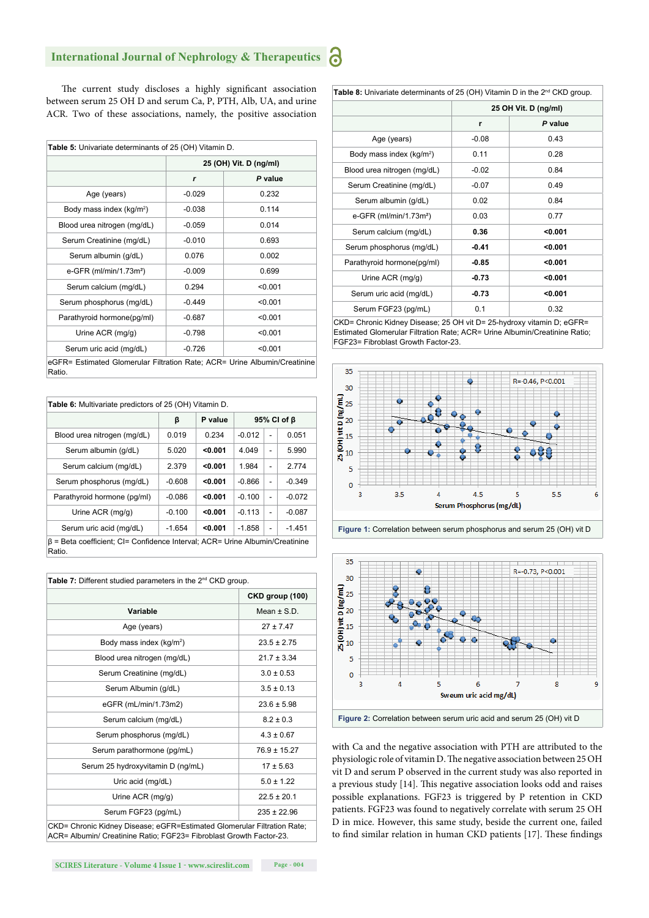The current study discloses a highly significant association between serum 25 OH D and serum Ca, P, PTH, Alb, UA, and urine ACR. Two of these associations, namely, the positive association with Ca and the negative association with PTH are attributed to the physiologic role of vitamin D. The negative association between 25 OH vit D and serum P observed in the current study was also reported in a previous study [14]. This negative association looks odd and raises possible explanations. FGF23 is triggered by P retention in CKD patients. FGF23 was found to negatively correlate with serum 25 OH D in mice. However, this same study, beside the current one, failed to find similar relation in human CKD patients [17]. These findings

**Table 5:** Univariate determinants of 25 (OH) Vitamin D.

| | 25 (OH) Vit. D (ng/ml) | |
|---|---|---|
| | *r* | *P* value |
| Age (years) | -0.029 | 0.232 |
| Body mass index (kg/m²) | -0.038 | 0.114 |
| Blood urea nitrogen (mg/dL) | -0.059 | 0.014 |
| Serum Creatinine (mg/dL) | -0.010 | 0.693 |
| Serum albumin (g/dL) | 0.076 | 0.002 |
| e-GFR (ml/min/1.73m²) | -0.009 | 0.699 |
| Serum calcium (mg/dL) | 0.294 | <0.001 |
| Serum phosphorus (mg/dL) | -0.449 | <0.001 |
| Parathyroid hormone(pg/ml) | -0.687 | <0.001 |
| Urine ACR (mg/g) | -0.798 | <0.001 |
| Serum uric acid (mg/dL) | -0.726 | <0.001 |

eGFR= Estimated Glomerular Filtration Rate; ACR= Urine Albumin/Creatinine Ratio.

**Table 6:** Multivariate predictors of 25 (OH) Vitamin D.

| | β | P value | 95% CI of β | | |
|---|---|---|---|---|---|
| Blood urea nitrogen (mg/dL) | 0.019 | 0.234 | -0.012 | - | 0.051 |
| Serum albumin (g/dL) | 5.020 | **<0.001** | 4.049 | - | 5.990 |
| Serum calcium (mg/dL) | 2.379 | **<0.001** | 1.984 | - | 2.774 |
| Serum phosphorus (mg/dL) | -0.608 | **<0.001** | -0.866 | - | -0.349 |
| Parathyroid hormone (pg/ml) | -0.086 | **<0.001** | -0.100 | - | -0.072 |
| Urine ACR (mg/g) | -0.100 | **<0.001** | -0.113 | - | -0.087 |
| Serum uric acid (mg/dL) | -1.654 | **<0.001** | -1.858 | - | -1.451 |

β = Beta coefficient; CI= Confidence Interval; ACR= Urine Albumin/Creatinine Ratio.

**Table 7:** Different studied parameters in the 2[nd] CKD group.

| | CKD group (100) |
|---|---|
| Variable | Mean ± S.D. |
| Age (years) | 27 ± 7.47 |
| Body mass index (kg/m²) | 23.5 ± 2.75 |
| Blood urea nitrogen (mg/dL) | 21.7 ± 3.34 |
| Serum Creatinine (mg/dL) | 3.0 ± 0.53 |
| Serum Albumin (g/dL) | 3.5 ± 0.13 |
| eGFR (mL/min/1.73m2) | 23.6 ± 5.98 |
| Serum calcium (mg/dL) | 8.2 ± 0.3 |
| Serum phosphorus (mg/dL) | 4.3 ± 0.67 |
| Serum parathormone (pg/mL) | 76.9 ± 15.27 |
| Serum 25 hydroxyvitamin D (ng/mL) | 17 ± 5.63 |
| Uric acid (mg/dL) | 5.0 ± 1.22 |
| Urine ACR (mg/g) | 22.5 ± 20.1 |
| Serum FGF23 (pg/mL) | 235 ± 22.96 |

CKD= Chronic Kidney Disease; eGFR=Estimated Glomerular Filtration Rate; ACR= Albumin/ Creatinine Ratio; FGF23= Fibroblast Growth Factor-23.

**Table 8:** Univariate determinants of 25 (OH) Vitamin D in the 2[nd] CKD group.

| | 25 OH Vit. D (ng/ml) | |
|---|---|---|
| | r | *P* value |
| Age (years) | -0.08 | 0.43 |
| Body mass index (kg/m²) | 0.11 | 0.28 |
| Blood urea nitrogen (mg/dL) | -0.02 | 0.84 |
| Serum Creatinine (mg/dL) | -0.07 | 0.49 |
| Serum albumin (g/dL) | 0.02 | 0.84 |
| e-GFR (ml/min/1.73m²) | 0.03 | 0.77 |
| Serum calcium (mg/dL) | **0.36** | **<0.001** |
| Serum phosphorus (mg/dL) | **-0.41** | **<0.001** |
| Parathyroid hormone(pg/ml) | **-0.85** | **<0.001** |
| Urine ACR (mg/g) | **-0.73** | **<0.001** |
| Serum uric acid (mg/dL) | **-0.73** | **<0.001** |
| Serum FGF23 (pg/mL) | 0.1 | 0.32 |

CKD= Chronic Kidney Disease; 25 OH vit D= 25-hydroxy vitamin D; eGFR= Estimated Glomerular Filtration Rate; ACR= Urine Albumin/Creatinine Ratio; FGF23= Fibroblast Growth Factor-23.

**Figure 1:** Correlation between serum phosphorus and serum 25 (OH) vit D

**Figure 2:** Correlation between serum uric acid and serum 25 (OH) vit D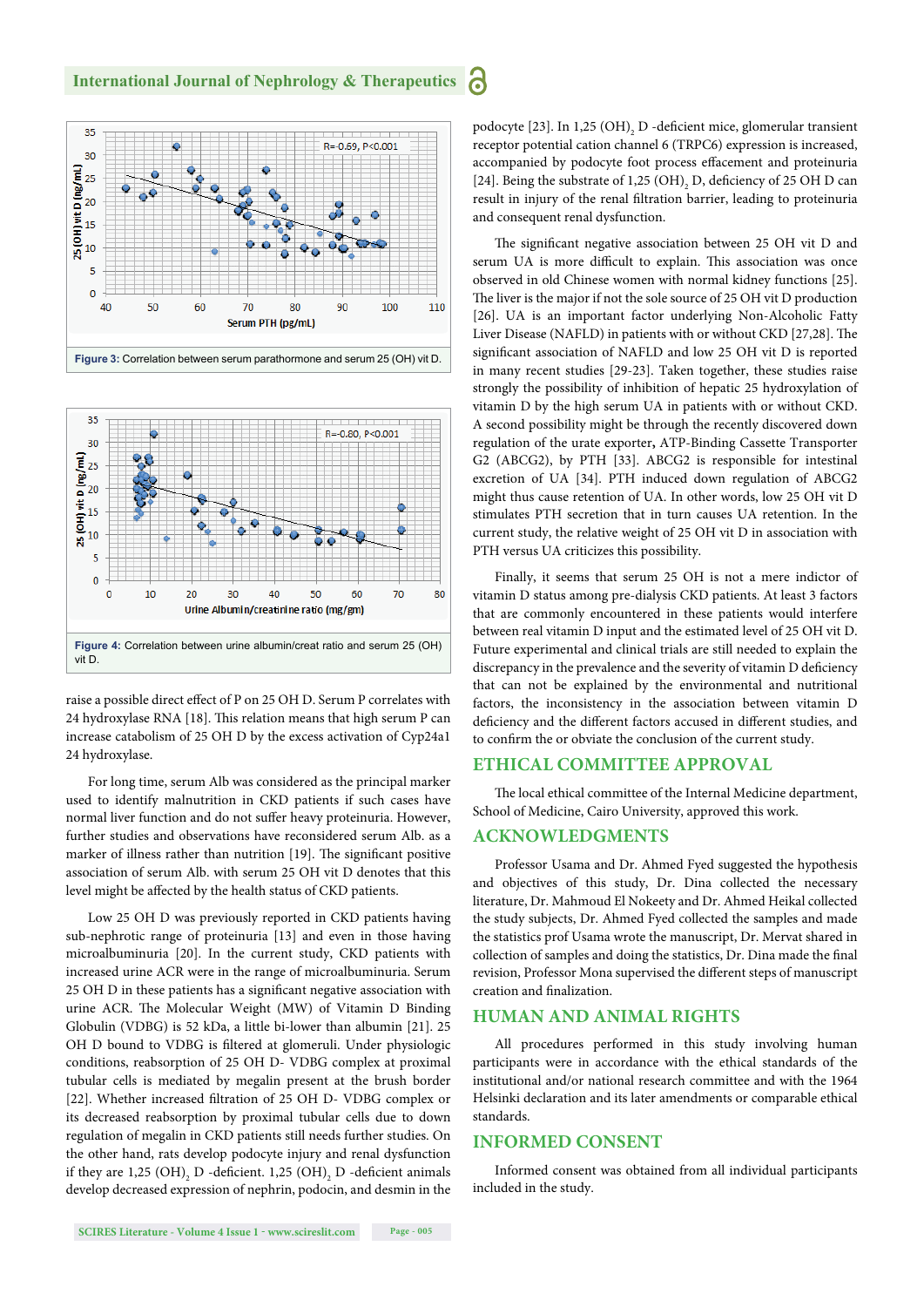Figure 3: Correlation between serum parathormone and serum 25 (OH) vit D.

Figure 4: Correlation between urine albumin/creat ratio and serum 25 (OH) vit D.

raise a possible direct effect of P on 25 OH D. Serum P correlates with 24 hydroxylase RNA [18]. This relation means that high serum P can increase catabolism of 25 OH D by the excess activation of Cyp24a1 24 hydroxylase.

For long time, serum Alb was considered as the principal marker used to identify malnutrition in CKD patients if such cases have normal liver function and do not suffer heavy proteinuria. However, further studies and observations have reconsidered serum Alb. as a marker of illness rather than nutrition [19]. The significant positive association of serum Alb. with serum 25 OH vit D denotes that this level might be affected by the health status of CKD patients.

Low 25 OH D was previously reported in CKD patients having sub-nephrotic range of proteinuria [13] and even in those having microalbuminuria [20]. In the current study, CKD patients with increased urine ACR were in the range of microalbuminuria. Serum 25 OH D in these patients has a significant negative association with urine ACR. The Molecular Weight (MW) of Vitamin D Binding Globulin (VDBG) is 52 kDa, a little bi-lower than albumin [21]. 25 OH D bound to VDBG is filtered at glomeruli. Under physiologic conditions, reabsorption of 25 OH D- VDBG complex at proximal tubular cells is mediated by megalin present at the brush border [22]. Whether increased filtration of 25 OH D- VDBG complex or its decreased reabsorption by proximal tubular cells due to down regulation of megalin in CKD patients still needs further studies. On the other hand, rats develop podocyte injury and renal dysfunction if they are 1,25 $(OH)_2$ D -deficient. 1,25 $(OH)_2$ D -deficient animals develop decreased expression of nephrin, podocin, and desmin in the podocyte [23]. In 1,25 $(OH)_2$ D -deficient mice, glomerular transient receptor potential cation channel 6 (TRPC6) expression is increased, accompanied by podocyte foot process effacement and proteinuria [24]. Being the substrate of 1,25 $(OH)_2$ D, deficiency of 25 OH D can result in injury of the renal filtration barrier, leading to proteinuria and consequent renal dysfunction.

The significant negative association between 25 OH vit D and serum UA is more difficult to explain. This association was once observed in old Chinese women with normal kidney functions [25]. The liver is the major if not the sole source of 25 OH vit D production [26]. UA is an important factor underlying Non-Alcoholic Fatty Liver Disease (NAFLD) in patients with or without CKD [27,28]. The significant association of NAFLD and low 25 OH vit D is reported in many recent studies [29-23]. Taken together, these studies raise strongly the possibility of inhibition of hepatic 25 hydroxylation of vitamin D by the high serum UA in patients with or without CKD. A second possibility might be through the recently discovered down regulation of the urate exporter, ATP-Binding Cassette Transporter G2 (ABCG2), by PTH [33]. ABCG2 is responsible for intestinal excretion of UA [34]. PTH induced down regulation of ABCG2 might thus cause retention of UA. In other words, low 25 OH vit D stimulates PTH secretion that in turn causes UA retention. In the current study, the relative weight of 25 OH vit D in association with PTH versus UA criticizes this possibility.

Finally, it seems that serum 25 OH is not a mere indictor of vitamin D status among pre-dialysis CKD patients. At least 3 factors that are commonly encountered in these patients would interfere between real vitamin D input and the estimated level of 25 OH vit D. Future experimental and clinical trials are still needed to explain the discrepancy in the prevalence and the severity of vitamin D deficiency that can not be explained by the environmental and nutritional factors, the inconsistency in the association between vitamin D deficiency and the different factors accused in different studies, and to confirm the or obviate the conclusion of the current study.

## ETHICAL COMMITTEE APPROVAL

The local ethical committee of the Internal Medicine department, School of Medicine, Cairo University, approved this work.

## ACKNOWLEDGMENTS

Professor Usama and Dr. Ahmed Fyed suggested the hypothesis and objectives of this study, Dr. Dina collected the necessary literature, Dr. Mahmoud El Nokeety and Dr. Ahmed Heikal collected the study subjects, Dr. Ahmed Fyed collected the samples and made the statistics prof Usama wrote the manuscript, Dr. Mervat shared in collection of samples and doing the statistics, Dr. Dina made the final revision, Professor Mona supervised the different steps of manuscript creation and finalization.

## HUMAN AND ANIMAL RIGHTS

All procedures performed in this study involving human participants were in accordance with the ethical standards of the institutional and/or national research committee and with the 1964 Helsinki declaration and its later amendments or comparable ethical standards.

## INFORMED CONSENT

Informed consent was obtained from all individual participants included in the study.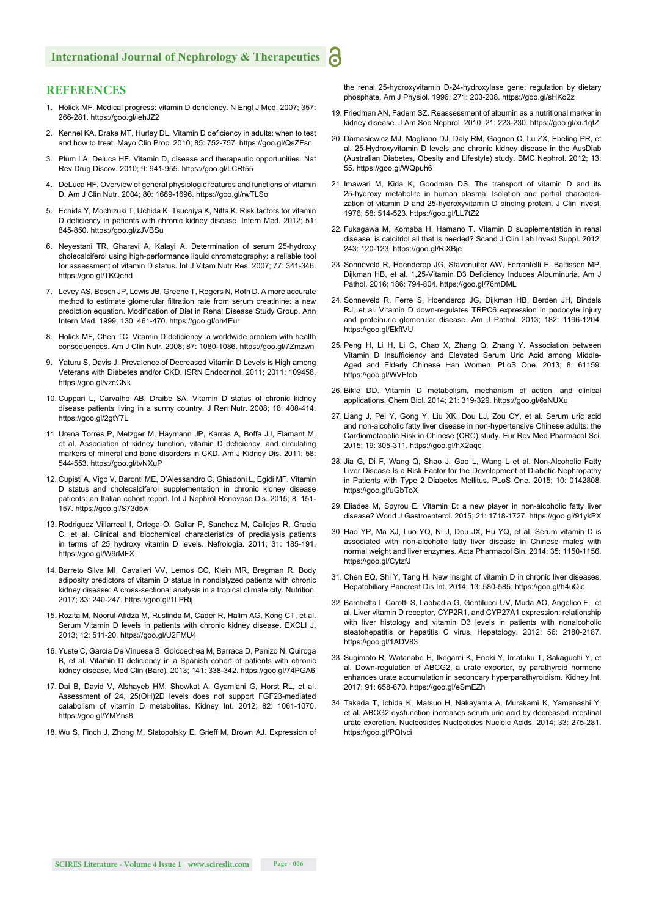## REFERENCES

1. Holick MF. Medical progress: vitamin D deficiency. N Engl J Med. 2007; 357: 266-281. https://goo.gl/iehJZ2
2. Kennel KA, Drake MT, Hurley DL. Vitamin D deficiency in adults: when to test and how to treat. Mayo Clin Proc. 2010; 85: 752-757. https://goo.gl/QsZFsn
3. Plum LA, Deluca HF. Vitamin D, disease and therapeutic opportunities. Nat Rev Drug Discov. 2010; 9: 941-955. https://goo.gl/LCRf55
4. DeLuca HF. Overview of general physiologic features and functions of vitamin D. Am J Clin Nutr. 2004; 80: 1689-1696. https://goo.gl/rwTLSo
5. Echida Y, Mochizuki T, Uchida K, Tsuchiya K, Nitta K. Risk factors for vitamin D deficiency in patients with chronic kidney disease. Intern Med. 2012; 51: 845-850. https://goo.gl/zJVBSu
6. Neyestani TR, Gharavi A, Kalayi A. Determination of serum 25-hydroxy cholecalciferol using high-performance liquid chromatography: a reliable tool for assessment of vitamin D status. Int J Vitam Nutr Res. 2007; 77: 341-346. https://goo.gl/TKQehd
7. Levey AS, Bosch JP, Lewis JB, Greene T, Rogers N, Roth D. A more accurate method to estimate glomerular filtration rate from serum creatinine: a new prediction equation. Modification of Diet in Renal Disease Study Group. Ann Intern Med. 1999; 130: 461-470. https://goo.gl/oh4Eur
8. Holick MF, Chen TC. Vitamin D deficiency: a worldwide problem with health consequences. Am J Clin Nutr. 2008; 87: 1080-1086. https://goo.gl/7Zmzwn
9. Yaturu S, Davis J. Prevalence of Decreased Vitamin D Levels is High among Veterans with Diabetes and/or CKD. ISRN Endocrinol. 2011; 2011: 109458. https://goo.gl/vzeCNk
10. Cuppari L, Carvalho AB, Draibe SA. Vitamin D status of chronic kidney disease patients living in a sunny country. J Ren Nutr. 2008; 18: 408-414. https://goo.gl/2gtY7L
11. Urena Torres P, Metzger M, Haymann JP, Karras A, Boffa JJ, Flamant M, et al. Association of kidney function, vitamin D deficiency, and circulating markers of mineral and bone disorders in CKD. Am J Kidney Dis. 2011; 58: 544-553. https://goo.gl/tvNXuP
12. Cupisti A, Vigo V, Baronti ME, D'Alessandro C, Ghiadoni L, Egidi MF. Vitamin D status and cholecalciferol supplementation in chronic kidney disease patients: an Italian cohort report. Int J Nephrol Renovasc Dis. 2015; 8: 151-157. https://goo.gl/S73d5w
13. Rodriguez Villarreal I, Ortega O, Gallar P, Sanchez M, Callejas R, Gracia C, et al. Clinical and biochemical characteristics of predialysis patients in terms of 25 hydroxy vitamin D levels. Nefrologia. 2011; 31: 185-191. https://goo.gl/W9rMFX
14. Barreto Silva MI, Cavalieri VV, Lemos CC, Klein MR, Bregman R. Body adiposity predictors of vitamin D status in nondialyzed patients with chronic kidney disease: A cross-sectional analysis in a tropical climate city. Nutrition. 2017; 33: 240-247. https://goo.gl/1LPRij
15. Rozita M, Noorul Afidza M, Ruslinda M, Cader R, Halim AG, Kong CT, et al. Serum Vitamin D levels in patients with chronic kidney disease. EXCLI J. 2013; 12: 511-20. https://goo.gl/U2FMU4
16. Yuste C, García De Vinuesa S, Goicoechea M, Barraca D, Panizo N, Quiroga B, et al. Vitamin D deficiency in a Spanish cohort of patients with chronic kidney disease. Med Clin (Barc). 2013; 141: 338-342. https://goo.gl/74PGA6
17. Dai B, David V, Alshayeb HM, Showkat A, Gyamlani G, Horst RL, et al. Assessment of 24, 25(OH)2D levels does not support FGF23-mediated catabolism of vitamin D metabolites. Kidney Int. 2012; 82: 1061-1070. https://goo.gl/YMYns8
18. Wu S, Finch J, Zhong M, Slatopolsky E, Grieff M, Brown AJ. Expression of the renal 25-hydroxyvitamin D-24-hydroxylase gene: regulation by dietary phosphate. Am J Physiol. 1996; 271: 203-208. https://goo.gl/sHKo2z
19. Friedman AN, Fadem SZ. Reassessment of albumin as a nutritional marker in kidney disease. J Am Soc Nephrol. 2010; 21: 223-230. https://goo.gl/xu1qtZ
20. Damasiewicz MJ, Magliano DJ, Daly RM, Gagnon C, Lu ZX, Ebeling PR, et al. 25-Hydroxyvitamin D levels and chronic kidney disease in the AusDiab (Australian Diabetes, Obesity and Lifestyle) study. BMC Nephrol. 2012; 13: 55. https://goo.gl/WQpuh6
21. Imawari M, Kida K, Goodman DS. The transport of vitamin D and its 25-hydroxy metabolite in human plasma. Isolation and partial characterization of vitamin D and 25-hydroxyvitamin D binding protein. J Clin Invest. 1976; 58: 514-523. https://goo.gl/LL7tZ2
22. Fukagawa M, Komaba H, Hamano T. Vitamin D supplementation in renal disease: is calcitriol all that is needed? Scand J Clin Lab Invest Suppl. 2012; 243: 120-123. https://goo.gl/RiXBje
23. Sonneveld R, Hoenderop JG, Stavenuiter AW, Ferrantelli E, Baltissen MP, Dijkman HB, et al. 1,25-Vitamin D3 Deficiency Induces Albuminuria. Am J Pathol. 2016; 186: 794-804. https://goo.gl/76mDML
24. Sonneveld R, Ferre S, Hoenderop JG, Dijkman HB, Berden JH, Bindels RJ, et al. Vitamin D down-regulates TRPC6 expression in podocyte injury and proteinuric glomerular disease. Am J Pathol. 2013; 182: 1196-1204. https://goo.gl/EkftVU
25. Peng H, Li H, Li C, Chao X, Zhang Q, Zhang Y. Association between Vitamin D Insufficiency and Elevated Serum Uric Acid among Middle-Aged and Elderly Chinese Han Women. PLoS One. 2013; 8: 61159. https://goo.gl/WVFfqb
26. Bikle DD. Vitamin D metabolism, mechanism of action, and clinical applications. Chem Biol. 2014; 21: 319-329. https://goo.gl/6sNUXu
27. Liang J, Pei Y, Gong Y, Liu XK, Dou LJ, Zou CY, et al. Serum uric acid and non-alcoholic fatty liver disease in non-hypertensive Chinese adults: the Cardiometabolic Risk in Chinese (CRC) study. Eur Rev Med Pharmacol Sci. 2015; 19: 305-311. https://goo.gl/hX2aqc
28. Jia G, Di F, Wang Q, Shao J, Gao L, Wang L et al. Non-Alcoholic Fatty Liver Disease Is a Risk Factor for the Development of Diabetic Nephropathy in Patients with Type 2 Diabetes Mellitus. PLoS One. 2015; 10: 0142808. https://goo.gl/uGbToX
29. Eliades M, Spyrou E. Vitamin D: a new player in non-alcoholic fatty liver disease? World J Gastroenterol. 2015; 21: 1718-1727. https://goo.gl/91ykPX
30. Hao YP, Ma XJ, Luo YQ, Ni J, Dou JX, Hu YQ, et al. Serum vitamin D is associated with non-alcoholic fatty liver disease in Chinese males with normal weight and liver enzymes. Acta Pharmacol Sin. 2014; 35: 1150-1156. https://goo.gl/CytzfJ
31. Chen EQ, Shi Y, Tang H. New insight of vitamin D in chronic liver diseases. Hepatobiliary Pancreat Dis Int. 2014; 13: 580-585. https://goo.gl/h4uQic
32. Barchetta I, Carotti S, Labbadia G, Gentilucci UV, Muda AO, Angelico F, et al. Liver vitamin D receptor, CYP2R1, and CYP27A1 expression: relationship with liver histology and vitamin D3 levels in patients with nonalcoholic steatohepatitis or hepatitis C virus. Hepatology. 2012; 56: 2180-2187. https://goo.gl/1ADV83
33. Sugimoto R, Watanabe H, Ikegami K, Enoki Y, Imafuku T, Sakaguchi Y, et al. Down-regulation of ABCG2, a urate exporter, by parathyroid hormone enhances urate accumulation in secondary hyperparathyroidism. Kidney Int. 2017; 91: 658-670. https://goo.gl/eSmEZh
34. Takada T, Ichida K, Matsuo H, Nakayama A, Murakami K, Yamanashi Y, et al. ABCG2 dysfunction increases serum uric acid by decreased intestinal urate excretion. Nucleosides Nucleotides Nucleic Acids. 2014; 33: 275-281. https://goo.gl/PQtvci